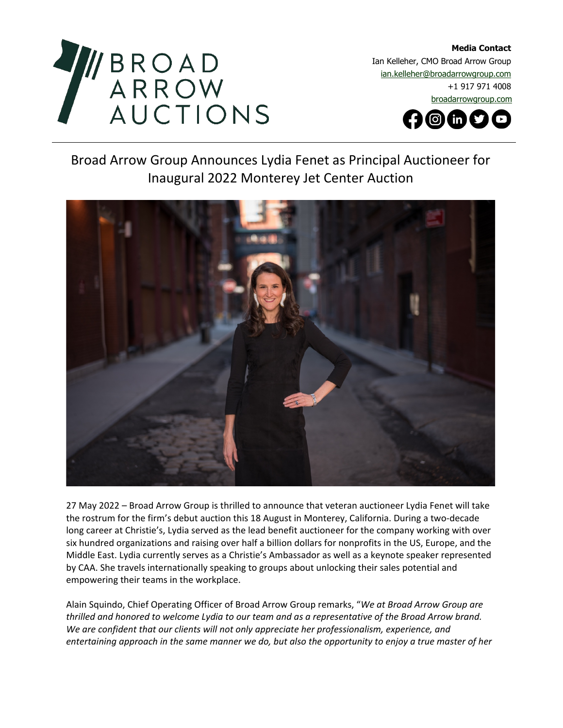**Media Contact**
Ian Kelleher, CMO Broad Arrow Group
ian.kelleher@broadarrowgroup.com
+1 917 971 4008
broadarrowgroup.com

# Broad Arrow Group Announces Lydia Fenet as Principal Auctioneer for Inaugural 2022 Monterey Jet Center Auction

27 May 2022 – Broad Arrow Group is thrilled to announce that veteran auctioneer Lydia Fenet will take the rostrum for the firm's debut auction this 18 August in Monterey, California. During a two-decade long career at Christie's, Lydia served as the lead benefit auctioneer for the company working with over six hundred organizations and raising over half a billion dollars for nonprofits in the US, Europe, and the Middle East. Lydia currently serves as a Christie's Ambassador as well as a keynote speaker represented by CAA. She travels internationally speaking to groups about unlocking their sales potential and empowering their teams in the workplace.

Alain Squindo, Chief Operating Officer of Broad Arrow Group remarks, "*We at Broad Arrow Group are thrilled and honored to welcome Lydia to our team and as a representative of the Broad Arrow brand. We are confident that our clients will not only appreciate her professionalism, experience, and entertaining approach in the same manner we do, but also the opportunity to enjoy a true master of her*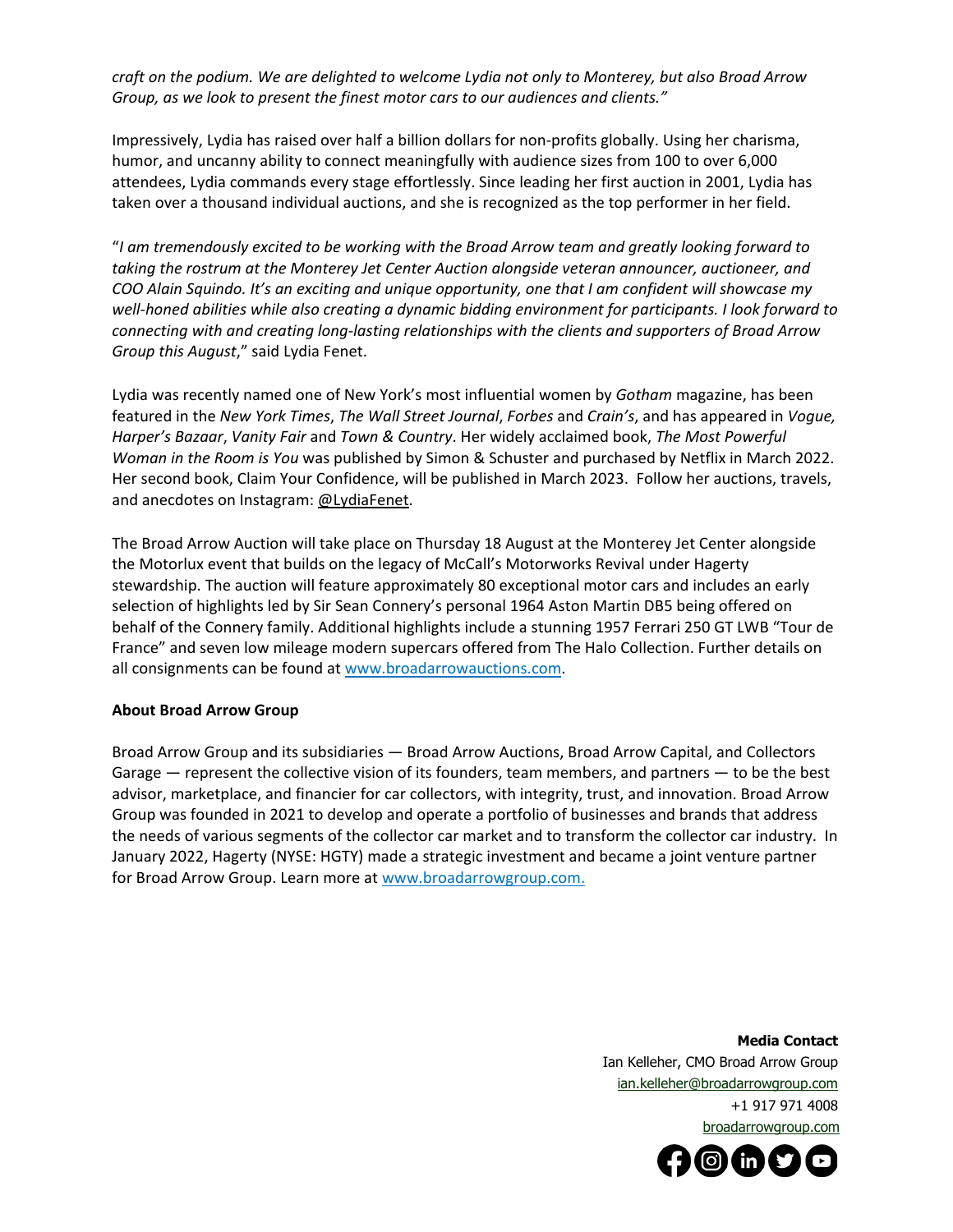*craft on the podium. We are delighted to welcome Lydia not only to Monterey, but also Broad Arrow Group, as we look to present the finest motor cars to our audiences and clients."*

Impressively, Lydia has raised over half a billion dollars for non-profits globally. Using her charisma, humor, and uncanny ability to connect meaningfully with audience sizes from 100 to over 6,000 attendees, Lydia commands every stage effortlessly. Since leading her first auction in 2001, Lydia has taken over a thousand individual auctions, and she is recognized as the top performer in her field.

"*I am tremendously excited to be working with the Broad Arrow team and greatly looking forward to taking the rostrum at the Monterey Jet Center Auction alongside veteran announcer, auctioneer, and COO Alain Squindo. It's an exciting and unique opportunity, one that I am confident will showcase my well-honed abilities while also creating a dynamic bidding environment for participants. I look forward to connecting with and creating long-lasting relationships with the clients and supporters of Broad Arrow Group this August*," said Lydia Fenet.

Lydia was recently named one of New York's most influential women by *Gotham* magazine, has been featured in the *New York Times*, *The Wall Street Journal*, *Forbes* and *Crain's*, and has appeared in *Vogue, Harper's Bazaar*, *Vanity Fair* and *Town & Country*. Her widely acclaimed book, *The Most Powerful Woman in the Room is You* was published by Simon & Schuster and purchased by Netflix in March 2022. Her second book, Claim Your Confidence, will be published in March 2023. Follow her auctions, travels, and anecdotes on Instagram: @LydiaFenet.

The Broad Arrow Auction will take place on Thursday 18 August at the Monterey Jet Center alongside the Motorlux event that builds on the legacy of McCall's Motorworks Revival under Hagerty stewardship. The auction will feature approximately 80 exceptional motor cars and includes an early selection of highlights led by Sir Sean Connery's personal 1964 Aston Martin DB5 being offered on behalf of the Connery family. Additional highlights include a stunning 1957 Ferrari 250 GT LWB "Tour de France" and seven low mileage modern supercars offered from The Halo Collection. Further details on all consignments can be found at www.broadarrowauctions.com.

**About Broad Arrow Group**

Broad Arrow Group and its subsidiaries — Broad Arrow Auctions, Broad Arrow Capital, and Collectors Garage — represent the collective vision of its founders, team members, and partners — to be the best advisor, marketplace, and financier for car collectors, with integrity, trust, and innovation. Broad Arrow Group was founded in 2021 to develop and operate a portfolio of businesses and brands that address the needs of various segments of the collector car market and to transform the collector car industry. In January 2022, Hagerty (NYSE: HGTY) made a strategic investment and became a joint venture partner for Broad Arrow Group. Learn more at www.broadarrowgroup.com.

**Media Contact**
Ian Kelleher, CMO Broad Arrow Group
ian.kelleher@broadarrowgroup.com
+1 917 971 4008
broadarrowgroup.com